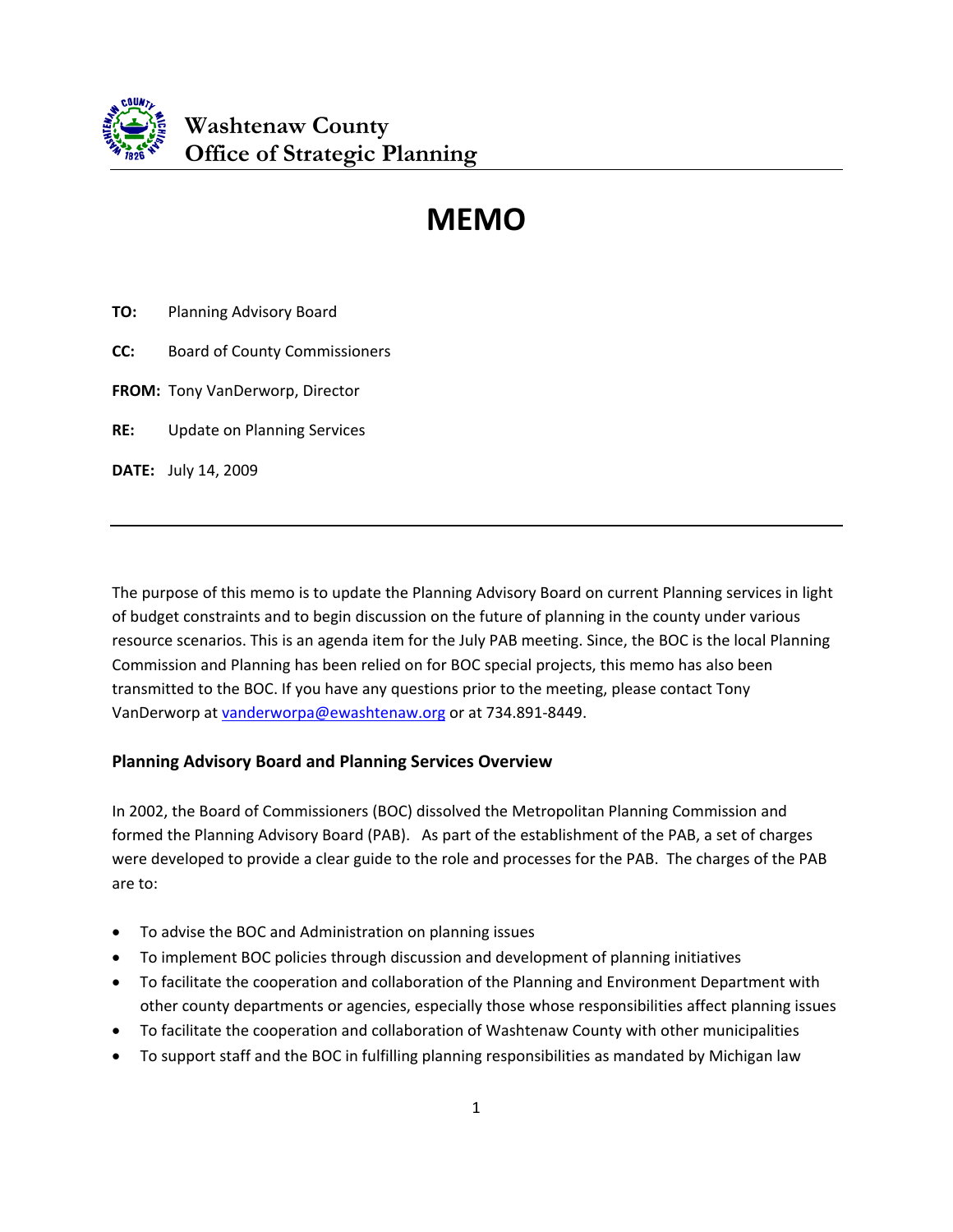**Washtenaw County**
**Office of Strategic Planning**

# MEMO

**TO:** Planning Advisory Board

**CC:** Board of County Commissioners

**FROM:** Tony VanDerworp, Director

**RE:** Update on Planning Services

**DATE:** July 14, 2009

---

The purpose of this memo is to update the Planning Advisory Board on current Planning services in light of budget constraints and to begin discussion on the future of planning in the county under various resource scenarios. This is an agenda item for the July PAB meeting. Since, the BOC is the local Planning Commission and Planning has been relied on for BOC special projects, this memo has also been transmitted to the BOC. If you have any questions prior to the meeting, please contact Tony VanDerworp at vanderworpa@ewashtenaw.org or at 734.891-8449.

## Planning Advisory Board and Planning Services Overview

In 2002, the Board of Commissioners (BOC) dissolved the Metropolitan Planning Commission and formed the Planning Advisory Board (PAB). As part of the establishment of the PAB, a set of charges were developed to provide a clear guide to the role and processes for the PAB. The charges of the PAB are to:

- To advise the BOC and Administration on planning issues
- To implement BOC policies through discussion and development of planning initiatives
- To facilitate the cooperation and collaboration of the Planning and Environment Department with other county departments or agencies, especially those whose responsibilities affect planning issues
- To facilitate the cooperation and collaboration of Washtenaw County with other municipalities
- To support staff and the BOC in fulfilling planning responsibilities as mandated by Michigan law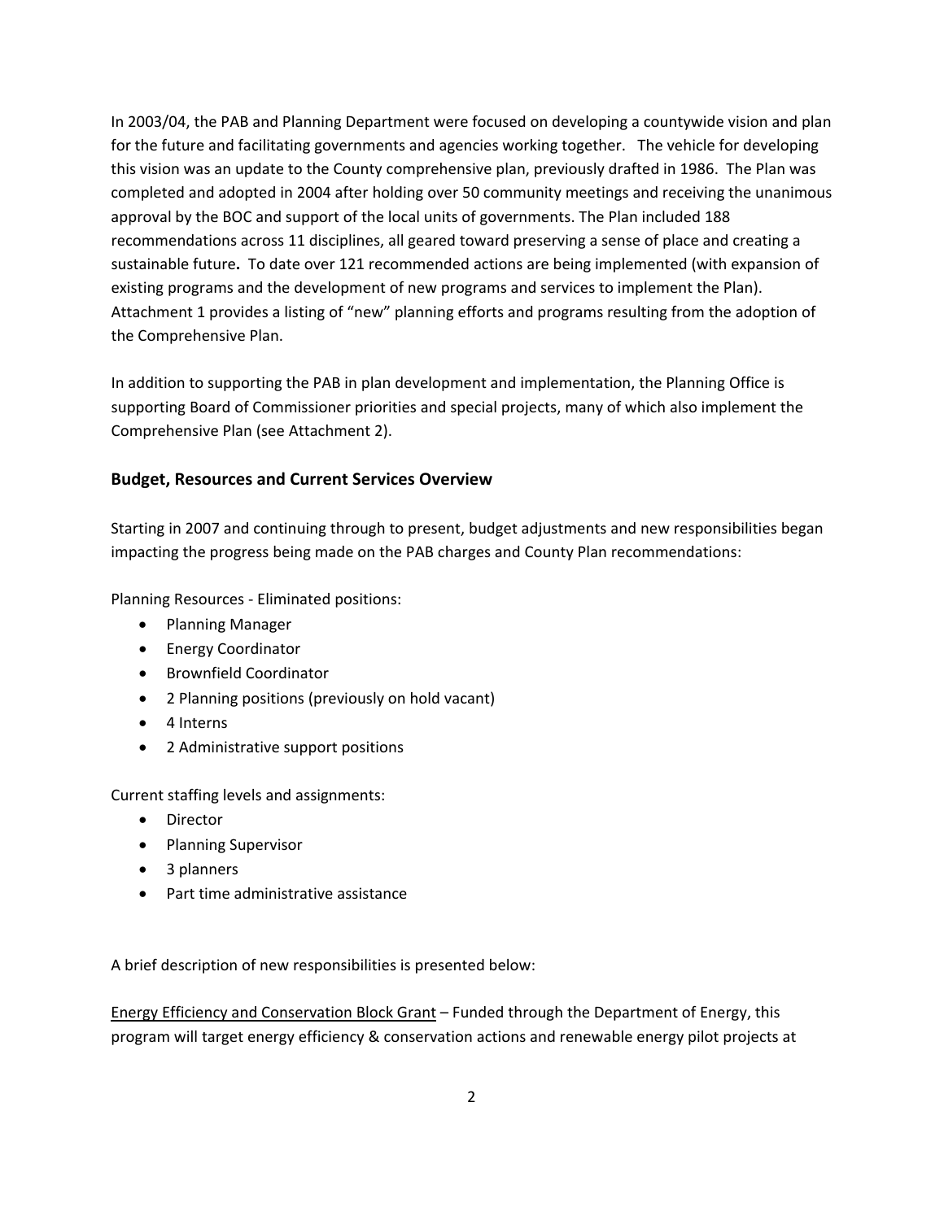In 2003/04, the PAB and Planning Department were focused on developing a countywide vision and plan for the future and facilitating governments and agencies working together. The vehicle for developing this vision was an update to the County comprehensive plan, previously drafted in 1986. The Plan was completed and adopted in 2004 after holding over 50 community meetings and receiving the unanimous approval by the BOC and support of the local units of governments. The Plan included 188 recommendations across 11 disciplines, all geared toward preserving a sense of place and creating a sustainable future**.** To date over 121 recommended actions are being implemented (with expansion of existing programs and the development of new programs and services to implement the Plan). Attachment 1 provides a listing of "new" planning efforts and programs resulting from the adoption of the Comprehensive Plan.

In addition to supporting the PAB in plan development and implementation, the Planning Office is supporting Board of Commissioner priorities and special projects, many of which also implement the Comprehensive Plan (see Attachment 2).

## Budget, Resources and Current Services Overview

Starting in 2007 and continuing through to present, budget adjustments and new responsibilities began impacting the progress being made on the PAB charges and County Plan recommendations:

Planning Resources - Eliminated positions:

- Planning Manager
- Energy Coordinator
- Brownfield Coordinator
- 2 Planning positions (previously on hold vacant)
- 4 Interns
- 2 Administrative support positions

Current staffing levels and assignments:

- Director
- Planning Supervisor
- 3 planners
- Part time administrative assistance

A brief description of new responsibilities is presented below:

Energy Efficiency and Conservation Block Grant – Funded through the Department of Energy, this program will target energy efficiency & conservation actions and renewable energy pilot projects at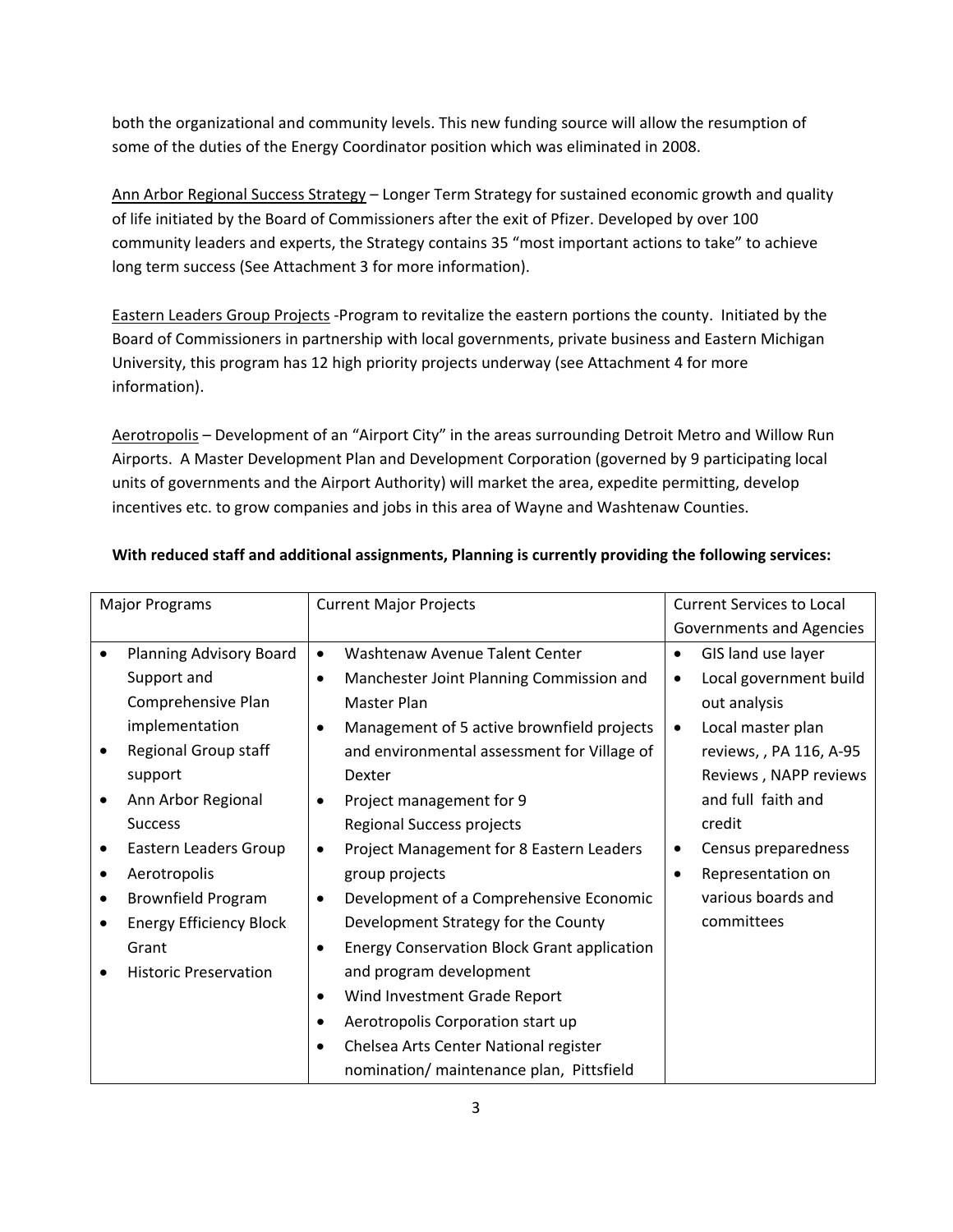both the organizational and community levels. This new funding source will allow the resumption of some of the duties of the Energy Coordinator position which was eliminated in 2008.

Ann Arbor Regional Success Strategy – Longer Term Strategy for sustained economic growth and quality of life initiated by the Board of Commissioners after the exit of Pfizer. Developed by over 100 community leaders and experts, the Strategy contains 35 "most important actions to take" to achieve long term success (See Attachment 3 for more information).

Eastern Leaders Group Projects -Program to revitalize the eastern portions the county. Initiated by the Board of Commissioners in partnership with local governments, private business and Eastern Michigan University, this program has 12 high priority projects underway (see Attachment 4 for more information).

Aerotropolis – Development of an "Airport City" in the areas surrounding Detroit Metro and Willow Run Airports. A Master Development Plan and Development Corporation (governed by 9 participating local units of governments and the Airport Authority) will market the area, expedite permitting, develop incentives etc. to grow companies and jobs in this area of Wayne and Washtenaw Counties.

**With reduced staff and additional assignments, Planning is currently providing the following services:**

| Major Programs | Current Major Projects | Current Services to Local Governments and Agencies |
|---|---|---|
| • Planning Advisory Board Support and Comprehensive Plan implementation<br>• Regional Group staff support<br>• Ann Arbor Regional Success<br>• Eastern Leaders Group<br>• Aerotropolis<br>• Brownfield Program<br>• Energy Efficiency Block Grant<br>• Historic Preservation | • Washtenaw Avenue Talent Center<br>• Manchester Joint Planning Commission and Master Plan<br>• Management of 5 active brownfield projects and environmental assessment for Village of Dexter<br>• Project management for 9 Regional Success projects<br>• Project Management for 8 Eastern Leaders group projects<br>• Development of a Comprehensive Economic Development Strategy for the County<br>• Energy Conservation Block Grant application and program development<br>• Wind Investment Grade Report<br>• Aerotropolis Corporation start up<br>• Chelsea Arts Center National register nomination/ maintenance plan, Pittsfield | • GIS land use layer<br>• Local government build out analysis<br>• Local master plan reviews, , PA 116, A-95 Reviews , NAPP reviews and full faith and credit<br>• Census preparedness<br>• Representation on various boards and committees |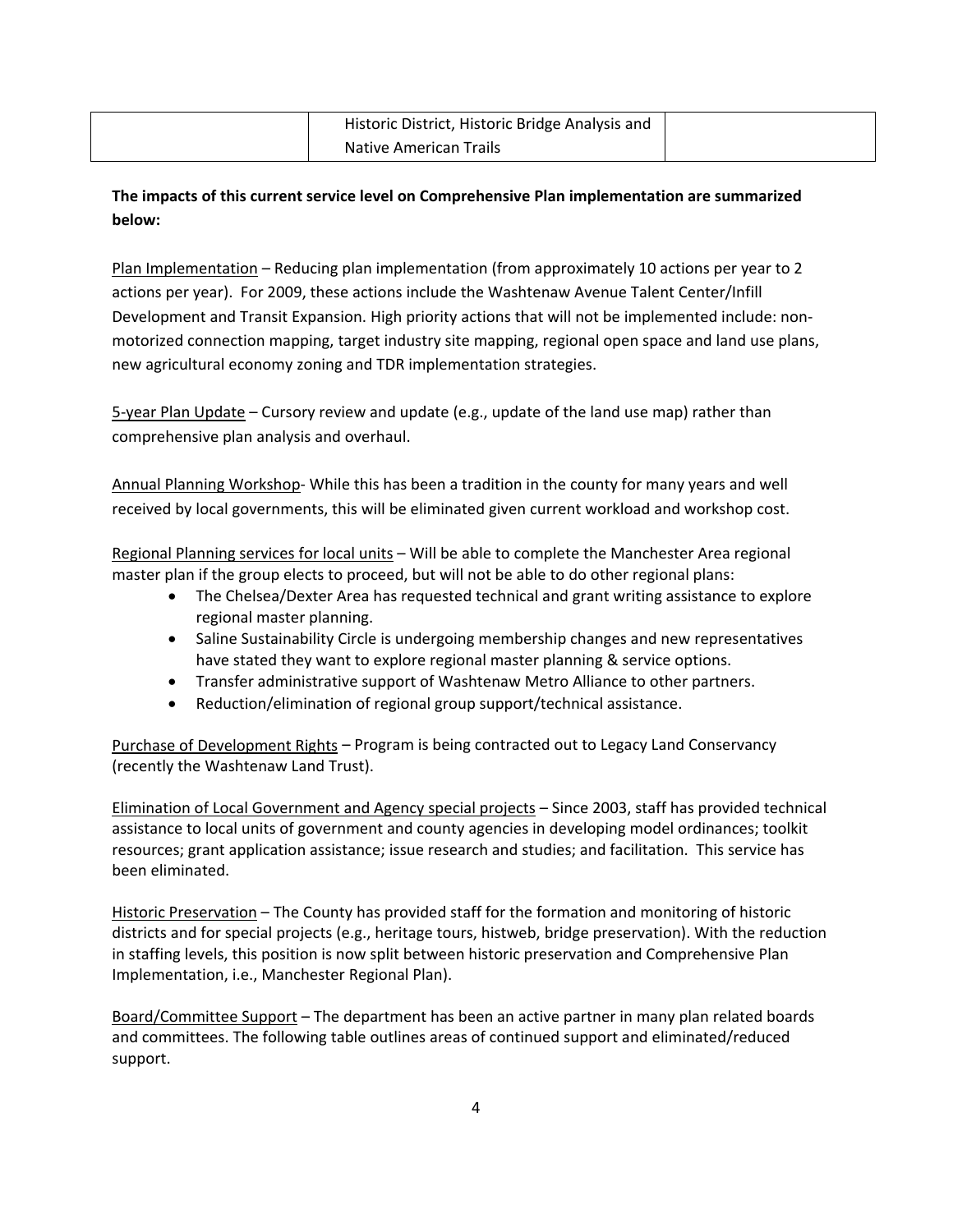|  | Historic District, Historic Bridge Analysis and Native American Trails |  |
|---|---|---|

**The impacts of this current service level on Comprehensive Plan implementation are summarized below:**

Plan Implementation – Reducing plan implementation (from approximately 10 actions per year to 2 actions per year). For 2009, these actions include the Washtenaw Avenue Talent Center/Infill Development and Transit Expansion. High priority actions that will not be implemented include: non-motorized connection mapping, target industry site mapping, regional open space and land use plans, new agricultural economy zoning and TDR implementation strategies.

5-year Plan Update – Cursory review and update (e.g., update of the land use map) rather than comprehensive plan analysis and overhaul.

Annual Planning Workshop- While this has been a tradition in the county for many years and well received by local governments, this will be eliminated given current workload and workshop cost.

Regional Planning services for local units – Will be able to complete the Manchester Area regional master plan if the group elects to proceed, but will not be able to do other regional plans:

- The Chelsea/Dexter Area has requested technical and grant writing assistance to explore regional master planning.
- Saline Sustainability Circle is undergoing membership changes and new representatives have stated they want to explore regional master planning & service options.
- Transfer administrative support of Washtenaw Metro Alliance to other partners.
- Reduction/elimination of regional group support/technical assistance.

Purchase of Development Rights – Program is being contracted out to Legacy Land Conservancy (recently the Washtenaw Land Trust).

Elimination of Local Government and Agency special projects – Since 2003, staff has provided technical assistance to local units of government and county agencies in developing model ordinances; toolkit resources; grant application assistance; issue research and studies; and facilitation. This service has been eliminated.

Historic Preservation – The County has provided staff for the formation and monitoring of historic districts and for special projects (e.g., heritage tours, histweb, bridge preservation). With the reduction in staffing levels, this position is now split between historic preservation and Comprehensive Plan Implementation, i.e., Manchester Regional Plan).

Board/Committee Support – The department has been an active partner in many plan related boards and committees. The following table outlines areas of continued support and eliminated/reduced support.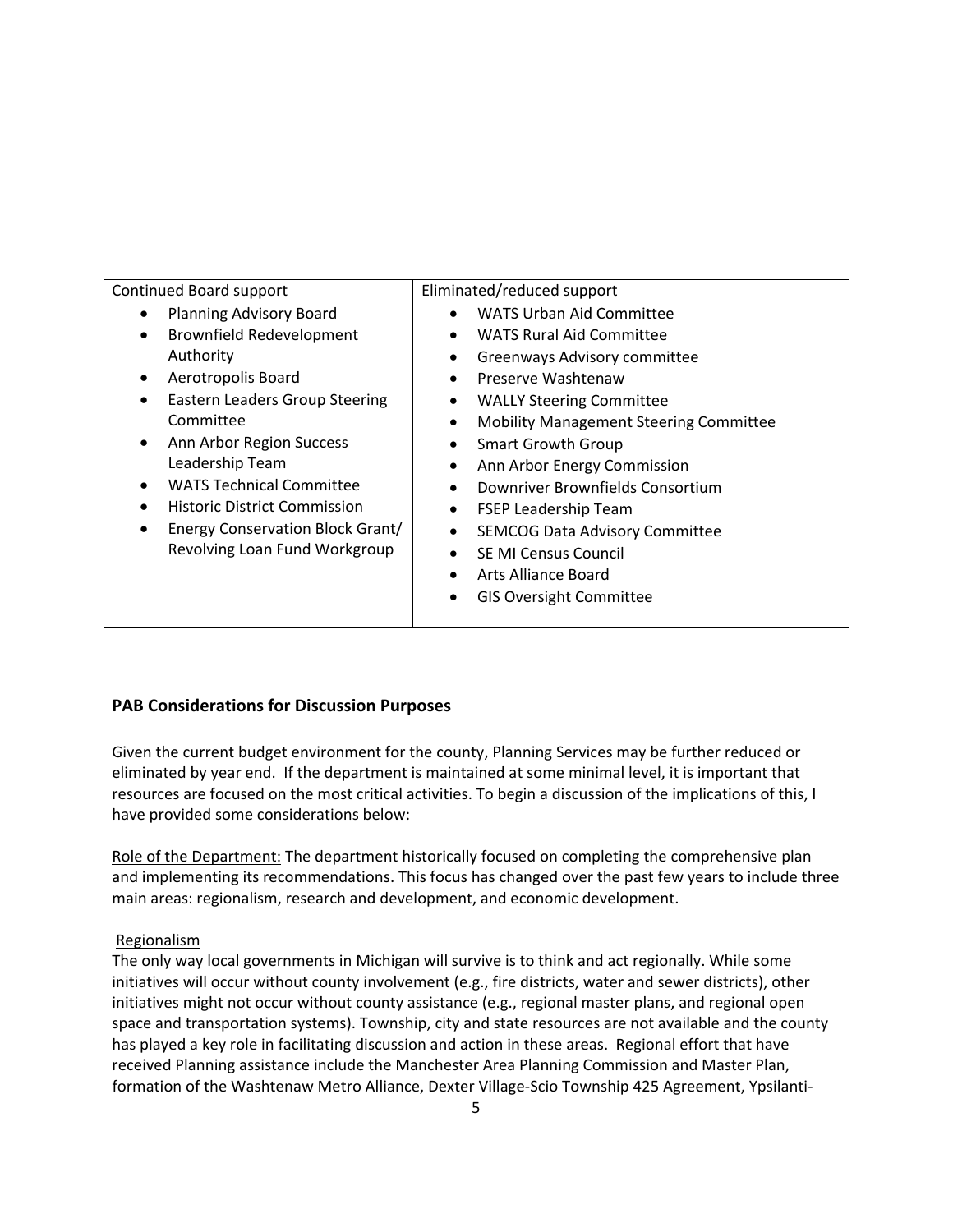| Continued Board support | Eliminated/reduced support |
|---|---|
| • Planning Advisory Board<br>• Brownfield Redevelopment Authority<br>• Aerotropolis Board<br>• Eastern Leaders Group Steering Committee<br>• Ann Arbor Region Success Leadership Team<br>• WATS Technical Committee<br>• Historic District Commission<br>• Energy Conservation Block Grant/ Revolving Loan Fund Workgroup | • WATS Urban Aid Committee<br>• WATS Rural Aid Committee<br>• Greenways Advisory committee<br>• Preserve Washtenaw<br>• WALLY Steering Committee<br>• Mobility Management Steering Committee<br>• Smart Growth Group<br>• Ann Arbor Energy Commission<br>• Downriver Brownfields Consortium<br>• FSEP Leadership Team<br>• SEMCOG Data Advisory Committee<br>• SE MI Census Council<br>• Arts Alliance Board<br>• GIS Oversight Committee |

## PAB Considerations for Discussion Purposes

Given the current budget environment for the county, Planning Services may be further reduced or eliminated by year end. If the department is maintained at some minimal level, it is important that resources are focused on the most critical activities. To begin a discussion of the implications of this, I have provided some considerations below:

Role of the Department: The department historically focused on completing the comprehensive plan and implementing its recommendations. This focus has changed over the past few years to include three main areas: regionalism, research and development, and economic development.

Regionalism

The only way local governments in Michigan will survive is to think and act regionally. While some initiatives will occur without county involvement (e.g., fire districts, water and sewer districts), other initiatives might not occur without county assistance (e.g., regional master plans, and regional open space and transportation systems). Township, city and state resources are not available and the county has played a key role in facilitating discussion and action in these areas. Regional effort that have received Planning assistance include the Manchester Area Planning Commission and Master Plan, formation of the Washtenaw Metro Alliance, Dexter Village-Scio Township 425 Agreement, Ypsilanti-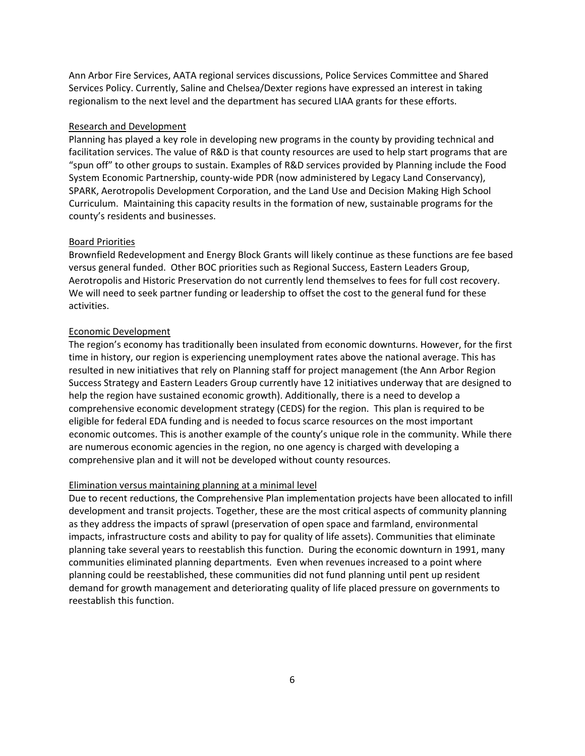Ann Arbor Fire Services, AATA regional services discussions, Police Services Committee and Shared Services Policy. Currently, Saline and Chelsea/Dexter regions have expressed an interest in taking regionalism to the next level and the department has secured LIAA grants for these efforts.

<u>Research and Development</u>

Planning has played a key role in developing new programs in the county by providing technical and facilitation services. The value of R&D is that county resources are used to help start programs that are "spun off" to other groups to sustain. Examples of R&D services provided by Planning include the Food System Economic Partnership, county-wide PDR (now administered by Legacy Land Conservancy), SPARK, Aerotropolis Development Corporation, and the Land Use and Decision Making High School Curriculum. Maintaining this capacity results in the formation of new, sustainable programs for the county's residents and businesses.

<u>Board Priorities</u>

Brownfield Redevelopment and Energy Block Grants will likely continue as these functions are fee based versus general funded. Other BOC priorities such as Regional Success, Eastern Leaders Group, Aerotropolis and Historic Preservation do not currently lend themselves to fees for full cost recovery. We will need to seek partner funding or leadership to offset the cost to the general fund for these activities.

<u>Economic Development</u>

The region's economy has traditionally been insulated from economic downturns. However, for the first time in history, our region is experiencing unemployment rates above the national average. This has resulted in new initiatives that rely on Planning staff for project management (the Ann Arbor Region Success Strategy and Eastern Leaders Group currently have 12 initiatives underway that are designed to help the region have sustained economic growth). Additionally, there is a need to develop a comprehensive economic development strategy (CEDS) for the region. This plan is required to be eligible for federal EDA funding and is needed to focus scarce resources on the most important economic outcomes. This is another example of the county's unique role in the community. While there are numerous economic agencies in the region, no one agency is charged with developing a comprehensive plan and it will not be developed without county resources.

<u>Elimination versus maintaining planning at a minimal level</u>

Due to recent reductions, the Comprehensive Plan implementation projects have been allocated to infill development and transit projects. Together, these are the most critical aspects of community planning as they address the impacts of sprawl (preservation of open space and farmland, environmental impacts, infrastructure costs and ability to pay for quality of life assets). Communities that eliminate planning take several years to reestablish this function. During the economic downturn in 1991, many communities eliminated planning departments. Even when revenues increased to a point where planning could be reestablished, these communities did not fund planning until pent up resident demand for growth management and deteriorating quality of life placed pressure on governments to reestablish this function.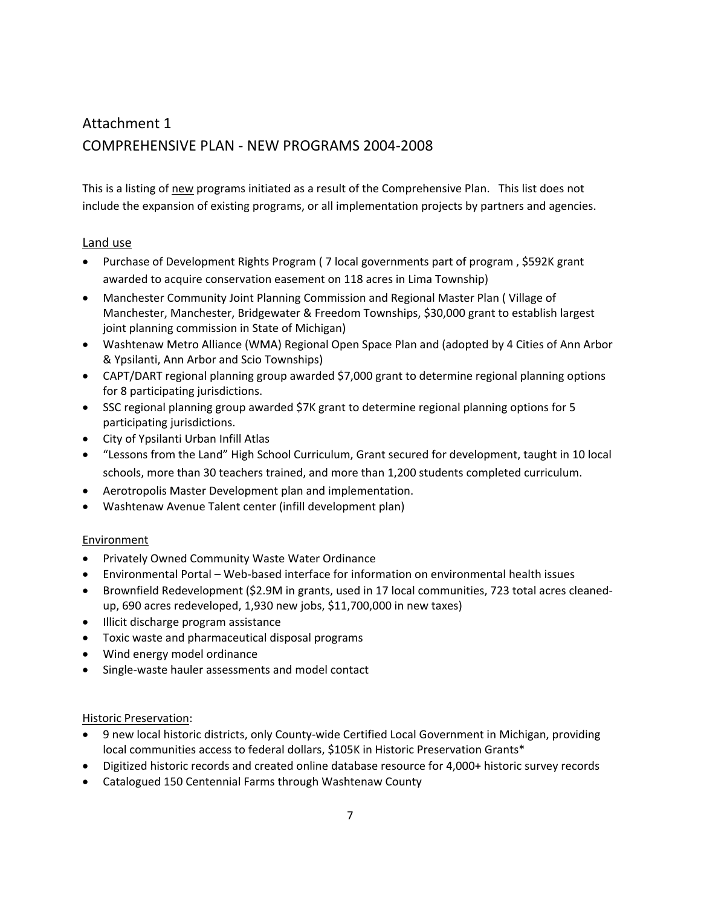# Attachment 1
# COMPREHENSIVE PLAN - NEW PROGRAMS 2004-2008

This is a listing of <u>new</u> programs initiated as a result of the Comprehensive Plan. This list does not include the expansion of existing programs, or all implementation projects by partners and agencies.

## <u>Land use</u>

- Purchase of Development Rights Program ( 7 local governments part of program , $592K grant awarded to acquire conservation easement on 118 acres in Lima Township)
- Manchester Community Joint Planning Commission and Regional Master Plan ( Village of Manchester, Manchester, Bridgewater & Freedom Townships, $30,000 grant to establish largest joint planning commission in State of Michigan)
- Washtenaw Metro Alliance (WMA) Regional Open Space Plan and (adopted by 4 Cities of Ann Arbor & Ypsilanti, Ann Arbor and Scio Townships)
- CAPT/DART regional planning group awarded $7,000 grant to determine regional planning options for 8 participating jurisdictions.
- SSC regional planning group awarded $7K grant to determine regional planning options for 5 participating jurisdictions.
- City of Ypsilanti Urban Infill Atlas
- "Lessons from the Land" High School Curriculum, Grant secured for development, taught in 10 local schools, more than 30 teachers trained, and more than 1,200 students completed curriculum.
- Aerotropolis Master Development plan and implementation.
- Washtenaw Avenue Talent center (infill development plan)

## <u>Environment</u>

- Privately Owned Community Waste Water Ordinance
- Environmental Portal – Web-based interface for information on environmental health issues
- Brownfield Redevelopment ($2.9M in grants, used in 17 local communities, 723 total acres cleaned-up, 690 acres redeveloped, 1,930 new jobs, $11,700,000 in new taxes)
- Illicit discharge program assistance
- Toxic waste and pharmaceutical disposal programs
- Wind energy model ordinance
- Single-waste hauler assessments and model contact

## <u>Historic Preservation</u>:

- 9 new local historic districts, only County-wide Certified Local Government in Michigan, providing local communities access to federal dollars, $105K in Historic Preservation Grants*
- Digitized historic records and created online database resource for 4,000+ historic survey records
- Catalogued 150 Centennial Farms through Washtenaw County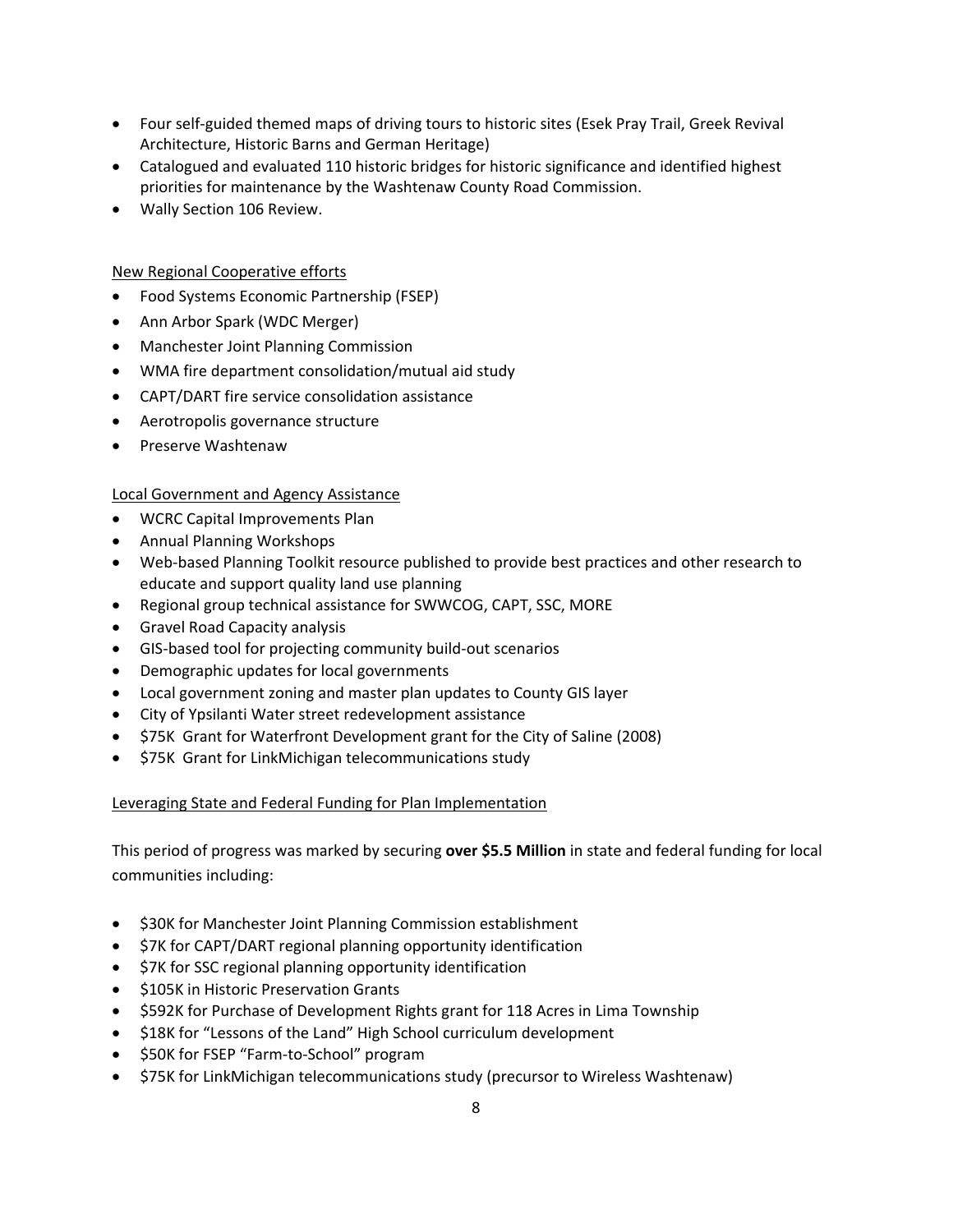- Four self-guided themed maps of driving tours to historic sites (Esek Pray Trail, Greek Revival Architecture, Historic Barns and German Heritage)
- Catalogued and evaluated 110 historic bridges for historic significance and identified highest priorities for maintenance by the Washtenaw County Road Commission.
- Wally Section 106 Review.

<u>New Regional Cooperative efforts</u>

- Food Systems Economic Partnership (FSEP)
- Ann Arbor Spark (WDC Merger)
- Manchester Joint Planning Commission
- WMA fire department consolidation/mutual aid study
- CAPT/DART fire service consolidation assistance
- Aerotropolis governance structure
- Preserve Washtenaw

<u>Local Government and Agency Assistance</u>

- WCRC Capital Improvements Plan
- Annual Planning Workshops
- Web-based Planning Toolkit resource published to provide best practices and other research to educate and support quality land use planning
- Regional group technical assistance for SWWCOG, CAPT, SSC, MORE
- Gravel Road Capacity analysis
- GIS-based tool for projecting community build-out scenarios
- Demographic updates for local governments
- Local government zoning and master plan updates to County GIS layer
- City of Ypsilanti Water street redevelopment assistance
- $75K Grant for Waterfront Development grant for the City of Saline (2008)
- $75K Grant for LinkMichigan telecommunications study

<u>Leveraging State and Federal Funding for Plan Implementation</u>

This period of progress was marked by securing **over $5.5 Million** in state and federal funding for local communities including:

- $30K for Manchester Joint Planning Commission establishment
- $7K for CAPT/DART regional planning opportunity identification
- $7K for SSC regional planning opportunity identification
- $105K in Historic Preservation Grants
- $592K for Purchase of Development Rights grant for 118 Acres in Lima Township
- $18K for "Lessons of the Land" High School curriculum development
- $50K for FSEP "Farm-to-School" program
- $75K for LinkMichigan telecommunications study (precursor to Wireless Washtenaw)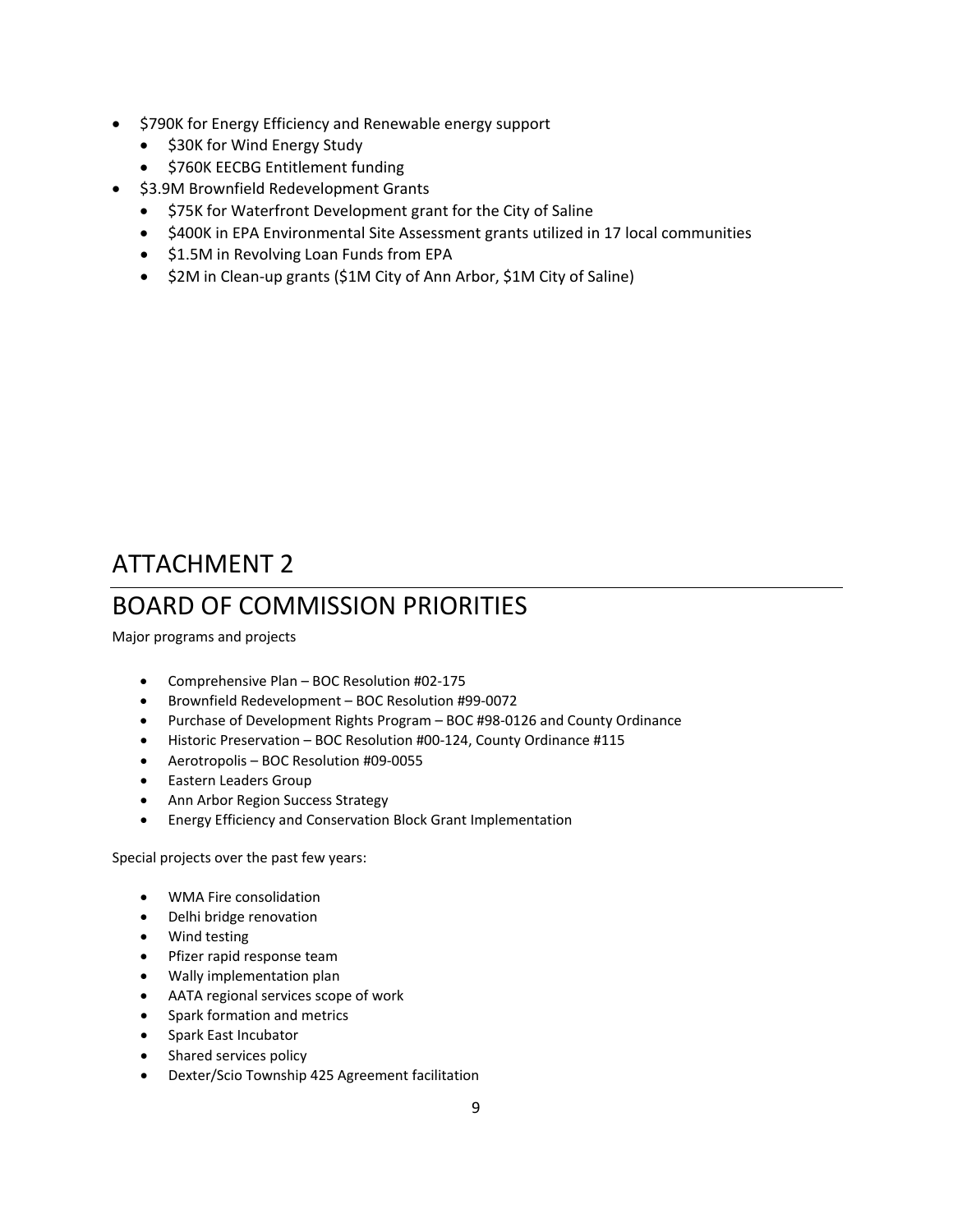- $790K for Energy Efficiency and Renewable energy support
  - $30K for Wind Energy Study
  - $760K EECBG Entitlement funding
- $3.9M Brownfield Redevelopment Grants
  - $75K for Waterfront Development grant for the City of Saline
  - $400K in EPA Environmental Site Assessment grants utilized in 17 local communities
  - $1.5M in Revolving Loan Funds from EPA
  - $2M in Clean-up grants ($1M City of Ann Arbor, $1M City of Saline)

# ATTACHMENT 2

# BOARD OF COMMISSION PRIORITIES

Major programs and projects

- Comprehensive Plan – BOC Resolution #02-175
- Brownfield Redevelopment – BOC Resolution #99-0072
- Purchase of Development Rights Program – BOC #98-0126 and County Ordinance
- Historic Preservation – BOC Resolution #00-124, County Ordinance #115
- Aerotropolis – BOC Resolution #09-0055
- Eastern Leaders Group
- Ann Arbor Region Success Strategy
- Energy Efficiency and Conservation Block Grant Implementation

Special projects over the past few years:

- WMA Fire consolidation
- Delhi bridge renovation
- Wind testing
- Pfizer rapid response team
- Wally implementation plan
- AATA regional services scope of work
- Spark formation and metrics
- Spark East Incubator
- Shared services policy
- Dexter/Scio Township 425 Agreement facilitation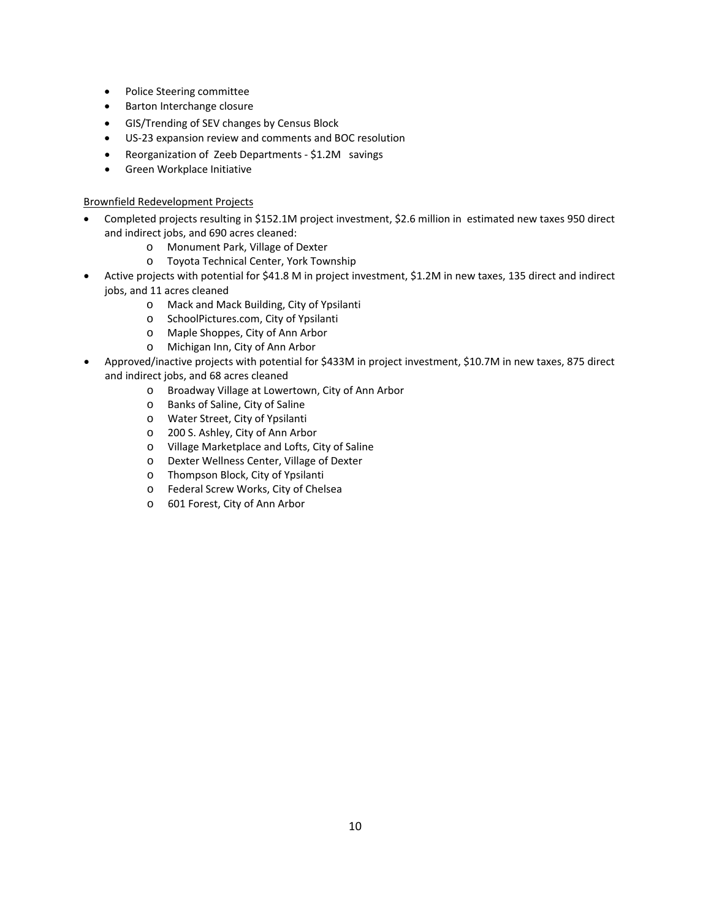- Police Steering committee
- Barton Interchange closure
- GIS/Trending of SEV changes by Census Block
- US-23 expansion review and comments and BOC resolution
- Reorganization of Zeeb Departments - $1.2M savings
- Green Workplace Initiative

<u>Brownfield Redevelopment Projects</u>

- Completed projects resulting in $152.1M project investment, $2.6 million in estimated new taxes 950 direct and indirect jobs, and 690 acres cleaned:
  - Monument Park, Village of Dexter
  - Toyota Technical Center, York Township
- Active projects with potential for $41.8 M in project investment, $1.2M in new taxes, 135 direct and indirect jobs, and 11 acres cleaned
  - Mack and Mack Building, City of Ypsilanti
  - SchoolPictures.com, City of Ypsilanti
  - Maple Shoppes, City of Ann Arbor
  - Michigan Inn, City of Ann Arbor
- Approved/inactive projects with potential for $433M in project investment, $10.7M in new taxes, 875 direct and indirect jobs, and 68 acres cleaned
  - Broadway Village at Lowertown, City of Ann Arbor
  - Banks of Saline, City of Saline
  - Water Street, City of Ypsilanti
  - 200 S. Ashley, City of Ann Arbor
  - Village Marketplace and Lofts, City of Saline
  - Dexter Wellness Center, Village of Dexter
  - Thompson Block, City of Ypsilanti
  - Federal Screw Works, City of Chelsea
  - 601 Forest, City of Ann Arbor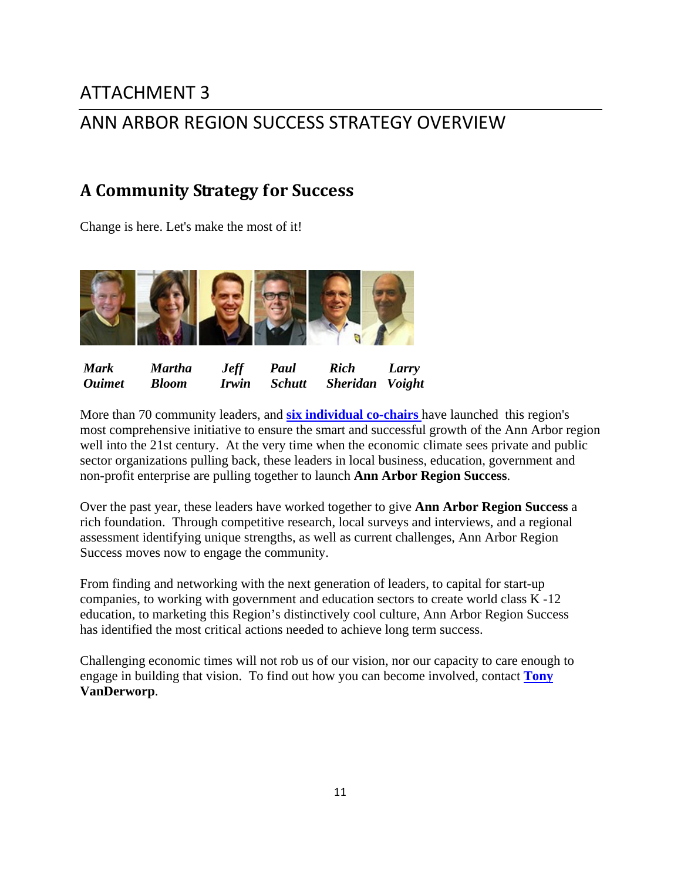# ATTACHMENT 3

## ANN ARBOR REGION SUCCESS STRATEGY OVERVIEW

### A Community Strategy for Success

Change is here. Let's make the most of it!

***Mark Ouimet*** ***Martha Bloom*** ***Jeff Irwin*** ***Paul Schutt*** ***Rich Sheridan*** ***Larry Voight***

More than 70 community leaders, and **six individual co-chairs** have launched this region's most comprehensive initiative to ensure the smart and successful growth of the Ann Arbor region well into the 21st century. At the very time when the economic climate sees private and public sector organizations pulling back, these leaders in local business, education, government and non-profit enterprise are pulling together to launch **Ann Arbor Region Success**.

Over the past year, these leaders have worked together to give **Ann Arbor Region Success** a rich foundation. Through competitive research, local surveys and interviews, and a regional assessment identifying unique strengths, as well as current challenges, Ann Arbor Region Success moves now to engage the community.

From finding and networking with the next generation of leaders, to capital for start-up companies, to working with government and education sectors to create world class K -12 education, to marketing this Region's distinctively cool culture, Ann Arbor Region Success has identified the most critical actions needed to achieve long term success.

Challenging economic times will not rob us of our vision, nor our capacity to care enough to engage in building that vision. To find out how you can become involved, contact **Tony VanDerworp**.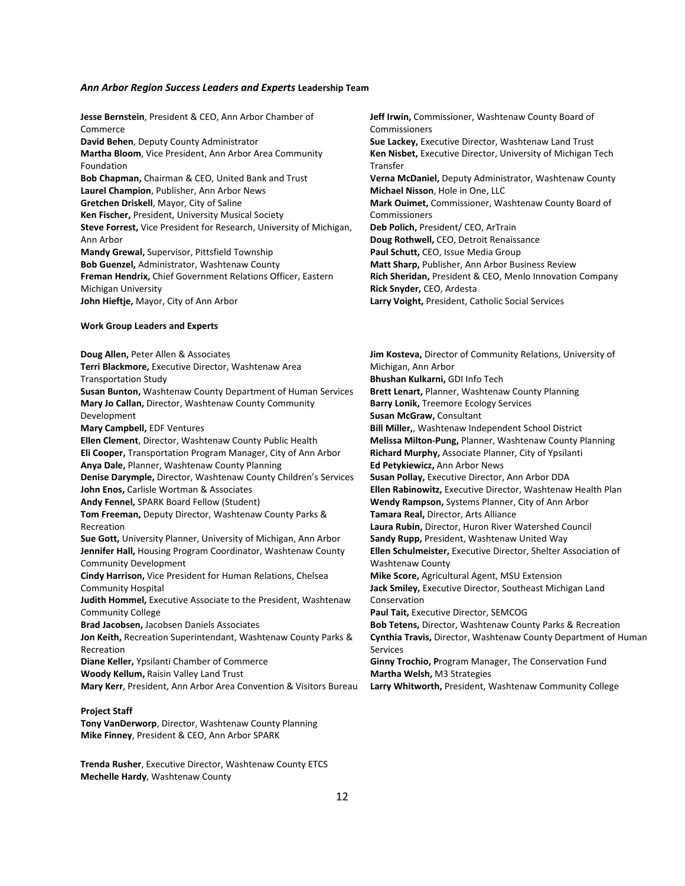### *Ann Arbor Region Success Leaders and Experts* Leadership Team

**Jesse Bernstein**, President & CEO, Ann Arbor Chamber of Commerce
**David Behen**, Deputy County Administrator
**Martha Bloom**, Vice President, Ann Arbor Area Community Foundation
**Bob Chapman,** Chairman & CEO, United Bank and Trust
**Laurel Champion**, Publisher, Ann Arbor News
**Gretchen Driskell**, Mayor, City of Saline
**Ken Fischer,** President, University Musical Society
**Steve Forrest,** Vice President for Research, University of Michigan, Ann Arbor
**Mandy Grewal,** Supervisor, Pittsfield Township
**Bob Guenzel,** Administrator, Washtenaw County
**Freman Hendrix,** Chief Government Relations Officer, Eastern Michigan University
**John Hieftje,** Mayor, City of Ann Arbor
**Jeff Irwin,** Commissioner, Washtenaw County Board of Commissioners
**Sue Lackey,** Executive Director, Washtenaw Land Trust
**Ken Nisbet,** Executive Director, University of Michigan Tech Transfer
**Verna McDaniel,** Deputy Administrator, Washtenaw County
**Michael Nisson**, Hole in One, LLC
**Mark Ouimet,** Commissioner, Washtenaw County Board of Commissioners
**Deb Polich,** President/ CEO, ArTrain
**Doug Rothwell,** CEO, Detroit Renaissance
**Paul Schutt,** CEO, Issue Media Group
**Matt Sharp,** Publisher, Ann Arbor Business Review
**Rich Sheridan,** President & CEO, Menlo Innovation Company
**Rick Snyder,** CEO, Ardesta
**Larry Voight,** President, Catholic Social Services

#### Work Group Leaders and Experts

**Doug Allen,** Peter Allen & Associates
**Terri Blackmore,** Executive Director, Washtenaw Area Transportation Study
**Susan Bunton,** Washtenaw County Department of Human Services
**Mary Jo Callan,** Director, Washtenaw County Community Development
**Mary Campbell,** EDF Ventures
**Ellen Clement**, Director, Washtenaw County Public Health
**Eli Cooper,** Transportation Program Manager, City of Ann Arbor
**Anya Dale,** Planner, Washtenaw County Planning
**Denise Darymple,** Director, Washtenaw County Children's Services
**John Enos,** Carlisle Wortman & Associates
**Andy Fennel,** SPARK Board Fellow (Student)
**Tom Freeman,** Deputy Director, Washtenaw County Parks & Recreation
**Sue Gott,** University Planner, University of Michigan, Ann Arbor
**Jennifer Hall,** Housing Program Coordinator, Washtenaw County Community Development
**Cindy Harrison,** Vice President for Human Relations, Chelsea Community Hospital
**Judith Hommel,** Executive Associate to the President, Washtenaw Community College
**Brad Jacobsen,** Jacobsen Daniels Associates
**Jon Keith,** Recreation Superintendant, Washtenaw County Parks & Recreation
**Diane Keller,** Ypsilanti Chamber of Commerce
**Woody Kellum,** Raisin Valley Land Trust
**Mary Kerr**, President, Ann Arbor Area Convention & Visitors Bureau
**Jim Kosteva,** Director of Community Relations, University of Michigan, Ann Arbor
**Bhushan Kulkarni,** GDI Info Tech
**Brett Lenart,** Planner, Washtenaw County Planning
**Barry Lonik,** Treemore Ecology Services
**Susan McGraw,** Consultant
**Bill Miller,**, Washtenaw Independent School District
**Melissa Milton-Pung,** Planner, Washtenaw County Planning
**Richard Murphy,** Associate Planner, City of Ypsilanti
**Ed Petykiewicz,** Ann Arbor News
**Susan Pollay,** Executive Director, Ann Arbor DDA
**Ellen Rabinowitz,** Executive Director, Washtenaw Health Plan
**Wendy Rampson,** Systems Planner, City of Ann Arbor
**Tamara Real,** Director, Arts Alliance
**Laura Rubin,** Director, Huron River Watershed Council
**Sandy Rupp,** President, Washtenaw United Way
**Ellen Schulmeister,** Executive Director, Shelter Association of Washtenaw County
**Mike Score,** Agricultural Agent, MSU Extension
**Jack Smiley,** Executive Director, Southeast Michigan Land Conservation
**Paul Tait,** Executive Director, SEMCOG
**Bob Tetens,** Director, Washtenaw County Parks & Recreation
**Cynthia Travis,** Director, Washtenaw County Department of Human Services
**Ginny Trochio, P**rogram Manager, The Conservation Fund
**Martha Welsh,** M3 Strategies
**Larry Whitworth,** President, Washtenaw Community College

#### Project Staff

**Tony VanDerworp**, Director, Washtenaw County Planning
**Mike Finney**, President & CEO, Ann Arbor SPARK

**Trenda Rusher**, Executive Director, Washtenaw County ETCS
**Mechelle Hardy**, Washtenaw County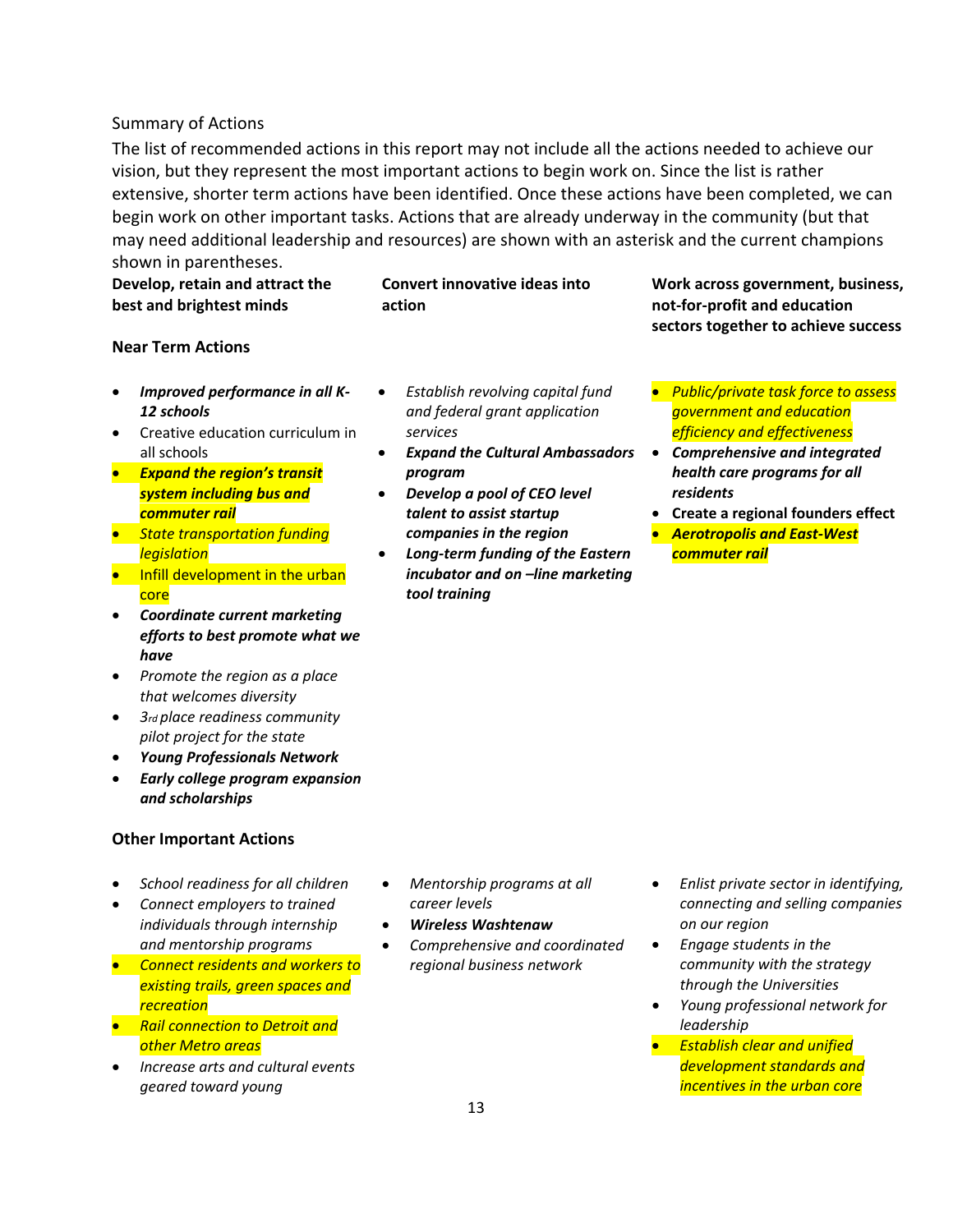Summary of Actions

The list of recommended actions in this report may not include all the actions needed to achieve our vision, but they represent the most important actions to begin work on. Since the list is rather extensive, shorter term actions have been identified. Once these actions have been completed, we can begin work on other important tasks. Actions that are already underway in the community (but that may need additional leadership and resources) are shown with an asterisk and the current champions shown in parentheses.

| | Develop, retain and attract the best and brightest minds | Convert innovative ideas into action | Work across government, business, not-for-profit and education sectors together to achieve success |
|---|---|---|---|
| **Near Term Actions** | • ***Improved performance in all K-12 schools***<br>• Creative education curriculum in all schools<br>• ***Expand the region's transit system including bus and commuter rail***<br>• *State transportation funding legislation*<br>• Infill development in the urban core<br>• ***Coordinate current marketing efforts to best promote what we have***<br>• *Promote the region as a place that welcomes diversity*<br>• *3rd place readiness community pilot project for the state*<br>• ***Young Professionals Network***<br>• ***Early college program expansion and scholarships*** | • *Establish revolving capital fund and federal grant application services*<br>• ***Expand the Cultural Ambassadors program***<br>• ***Develop a pool of CEO level talent to assist startup companies in the region***<br>• ***Long-term funding of the Eastern incubator and on –line marketing tool training*** | • *Public/private task force to assess government and education efficiency and effectiveness*<br>• ***Comprehensive and integrated health care programs for all residents***<br>• **Create a regional founders effect**<br>• ***Aerotropolis and East-West commuter rail*** |
| **Other Important Actions** | • *School readiness for all children*<br>• *Connect employers to trained individuals through internship and mentorship programs*<br>• *Connect residents and workers to existing trails, green spaces and recreation*<br>• *Rail connection to Detroit and other Metro areas*<br>• *Increase arts and cultural events geared toward young* | • *Mentorship programs at all career levels*<br>• ***Wireless Washtenaw***<br>• *Comprehensive and coordinated regional business network* | • *Enlist private sector in identifying, connecting and selling companies on our region*<br>• *Engage students in the community with the strategy through the Universities*<br>• *Young professional network for leadership*<br>• *Establish clear and unified development standards and incentives in the urban core* |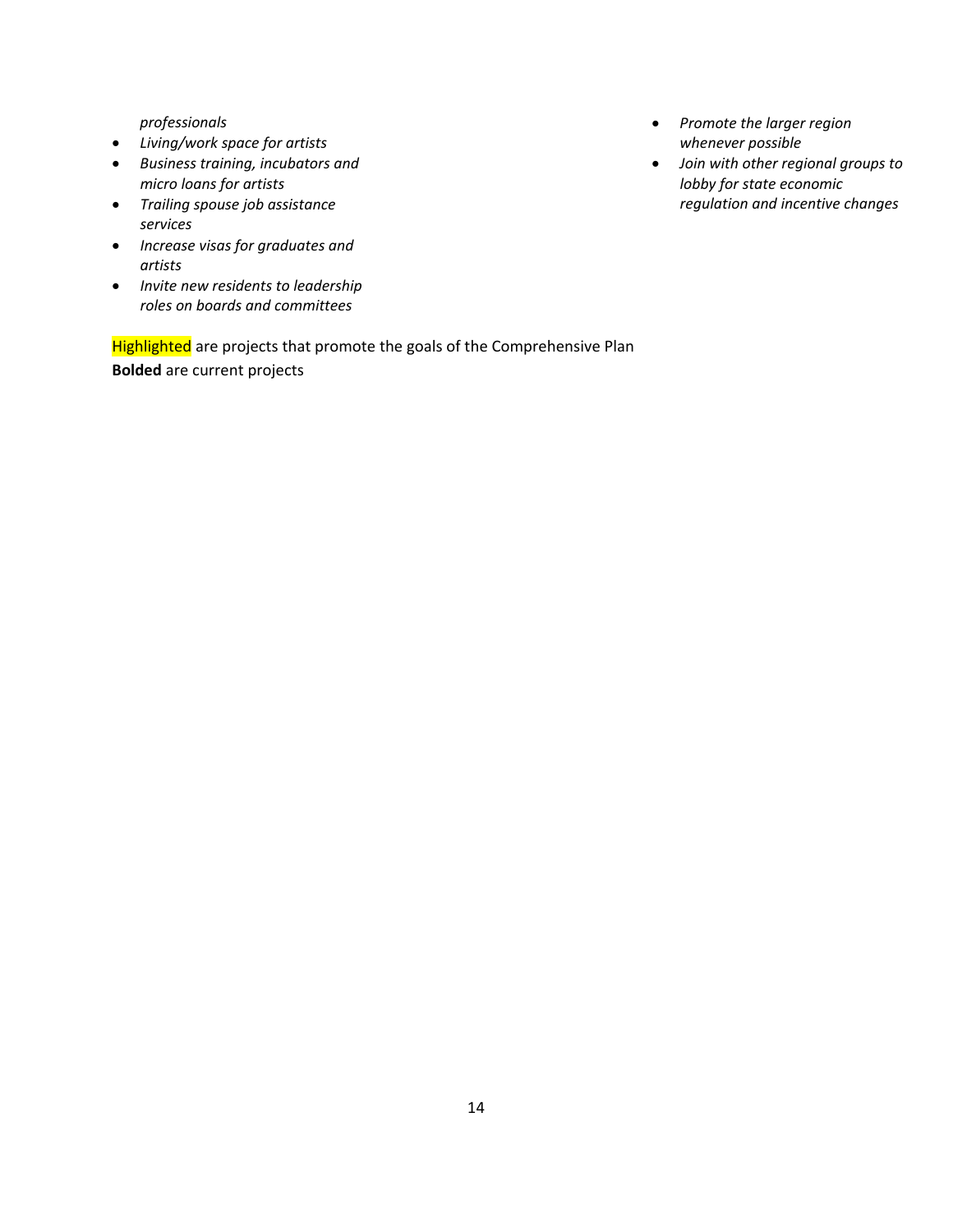*professionals*

- *Living/work space for artists*
- *Business training, incubators and micro loans for artists*
- *Trailing spouse job assistance services*
- *Increase visas for graduates and artists*
- *Invite new residents to leadership roles on boards and committees*
- *Promote the larger region whenever possible*
- *Join with other regional groups to lobby for state economic regulation and incentive changes*

Highlighted are projects that promote the goals of the Comprehensive Plan

**Bolded** are current projects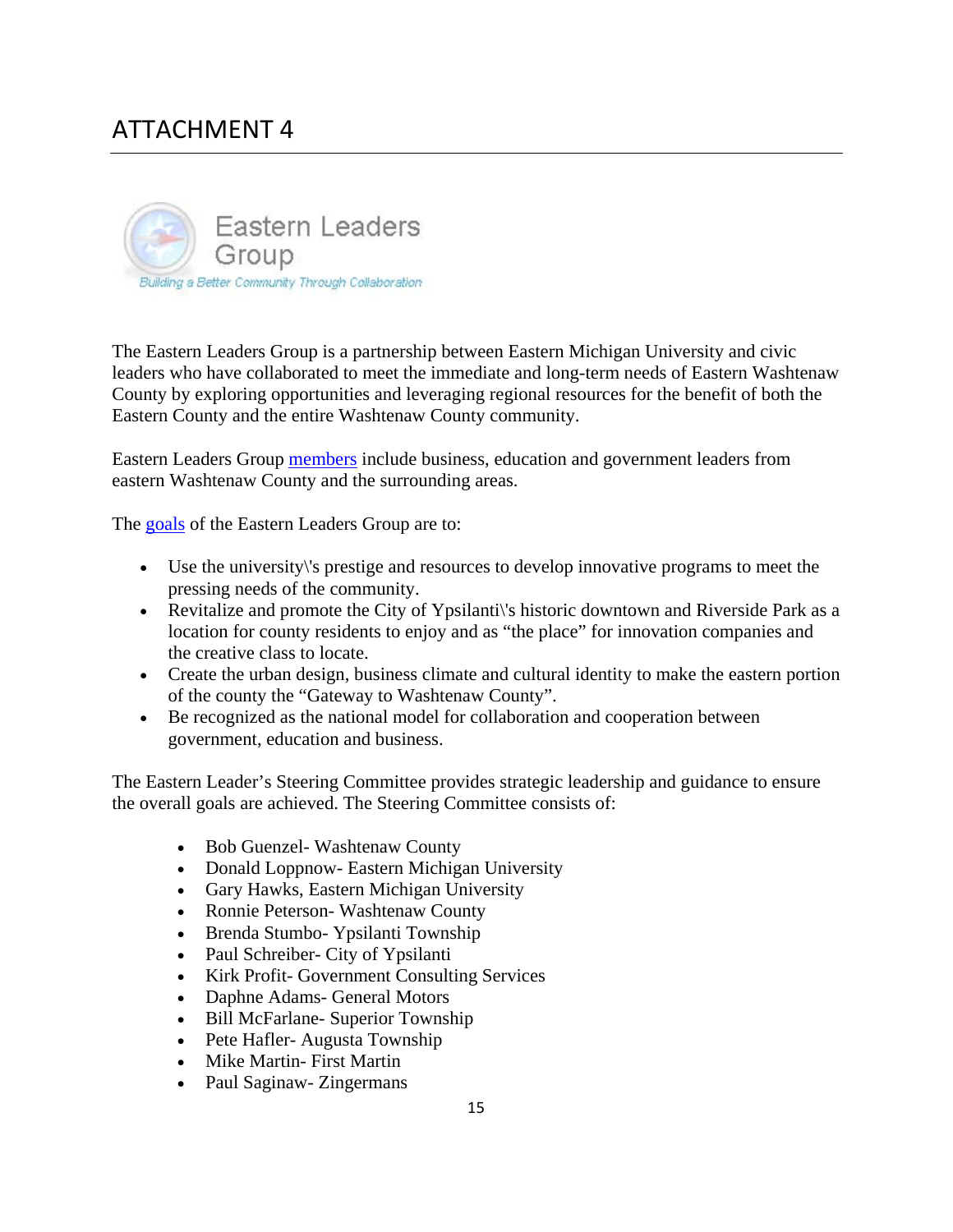# ATTACHMENT 4

Eastern Leaders Group

*Building a Better Community Through Collaboration*

The Eastern Leaders Group is a partnership between Eastern Michigan University and civic leaders who have collaborated to meet the immediate and long-term needs of Eastern Washtenaw County by exploring opportunities and leveraging regional resources for the benefit of both the Eastern County and the entire Washtenaw County community.

Eastern Leaders Group members include business, education and government leaders from eastern Washtenaw County and the surrounding areas.

The goals of the Eastern Leaders Group are to:

- Use the university\'s prestige and resources to develop innovative programs to meet the pressing needs of the community.
- Revitalize and promote the City of Ypsilanti\'s historic downtown and Riverside Park as a location for county residents to enjoy and as "the place" for innovation companies and the creative class to locate.
- Create the urban design, business climate and cultural identity to make the eastern portion of the county the "Gateway to Washtenaw County".
- Be recognized as the national model for collaboration and cooperation between government, education and business.

The Eastern Leader's Steering Committee provides strategic leadership and guidance to ensure the overall goals are achieved. The Steering Committee consists of:

- Bob Guenzel- Washtenaw County
- Donald Loppnow- Eastern Michigan University
- Gary Hawks, Eastern Michigan University
- Ronnie Peterson- Washtenaw County
- Brenda Stumbo- Ypsilanti Township
- Paul Schreiber- City of Ypsilanti
- Kirk Profit- Government Consulting Services
- Daphne Adams- General Motors
- Bill McFarlane- Superior Township
- Pete Hafler- Augusta Township
- Mike Martin- First Martin
- Paul Saginaw- Zingermans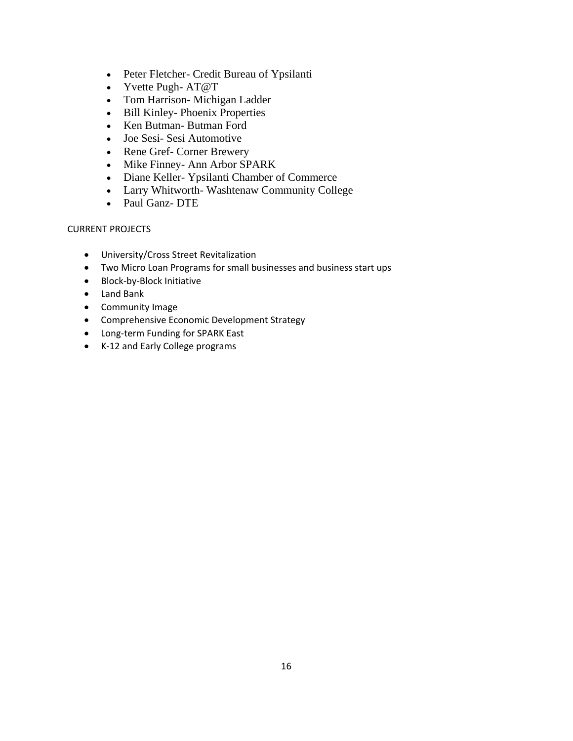- Peter Fletcher- Credit Bureau of Ypsilanti
- Yvette Pugh- AT@T
- Tom Harrison- Michigan Ladder
- Bill Kinley- Phoenix Properties
- Ken Butman- Butman Ford
- Joe Sesi- Sesi Automotive
- Rene Gref- Corner Brewery
- Mike Finney- Ann Arbor SPARK
- Diane Keller- Ypsilanti Chamber of Commerce
- Larry Whitworth- Washtenaw Community College
- Paul Ganz- DTE

CURRENT PROJECTS

- University/Cross Street Revitalization
- Two Micro Loan Programs for small businesses and business start ups
- Block-by-Block Initiative
- Land Bank
- Community Image
- Comprehensive Economic Development Strategy
- Long-term Funding for SPARK East
- K-12 and Early College programs